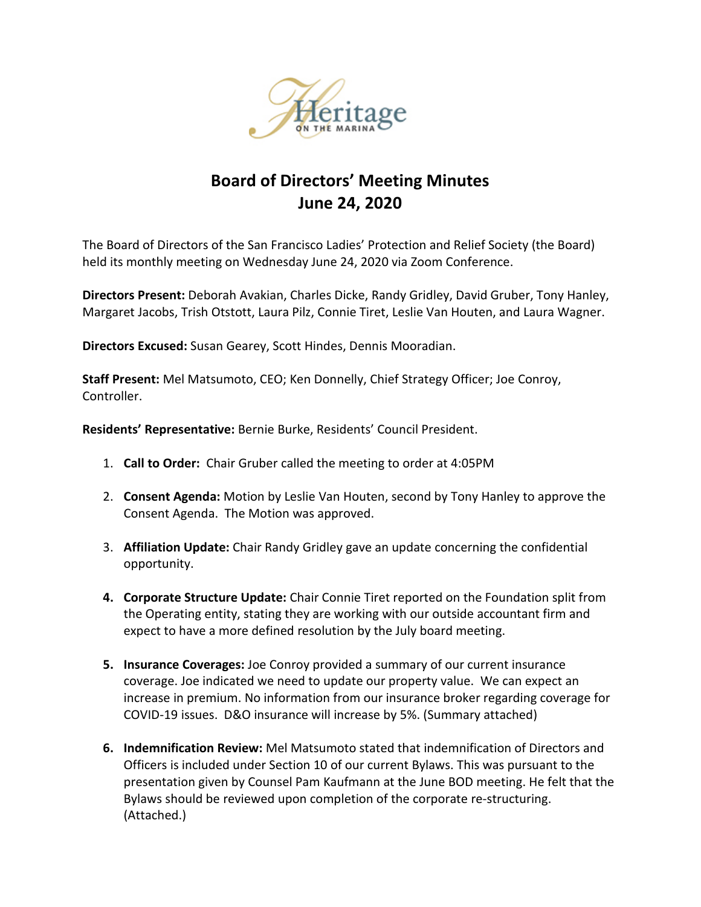# Board of Directors' Meeting Minutes
# June 24, 2020

The Board of Directors of the San Francisco Ladies' Protection and Relief Society (the Board) held its monthly meeting on Wednesday June 24, 2020 via Zoom Conference.

**Directors Present:** Deborah Avakian, Charles Dicke, Randy Gridley, David Gruber, Tony Hanley, Margaret Jacobs, Trish Otstott, Laura Pilz, Connie Tiret, Leslie Van Houten, and Laura Wagner.

**Directors Excused:** Susan Gearey, Scott Hindes, Dennis Mooradian.

**Staff Present:** Mel Matsumoto, CEO; Ken Donnelly, Chief Strategy Officer; Joe Conroy, Controller.

**Residents' Representative:** Bernie Burke, Residents' Council President.

1. **Call to Order:** Chair Gruber called the meeting to order at 4:05PM
2. **Consent Agenda:** Motion by Leslie Van Houten, second by Tony Hanley to approve the Consent Agenda. The Motion was approved.
3. **Affiliation Update:** Chair Randy Gridley gave an update concerning the confidential opportunity.
4. **Corporate Structure Update:** Chair Connie Tiret reported on the Foundation split from the Operating entity, stating they are working with our outside accountant firm and expect to have a more defined resolution by the July board meeting.
5. **Insurance Coverages:** Joe Conroy provided a summary of our current insurance coverage. Joe indicated we need to update our property value. We can expect an increase in premium. No information from our insurance broker regarding coverage for COVID-19 issues. D&O insurance will increase by 5%. (Summary attached)
6. **Indemnification Review:** Mel Matsumoto stated that indemnification of Directors and Officers is included under Section 10 of our current Bylaws. This was pursuant to the presentation given by Counsel Pam Kaufmann at the June BOD meeting. He felt that the Bylaws should be reviewed upon completion of the corporate re-structuring. (Attached.)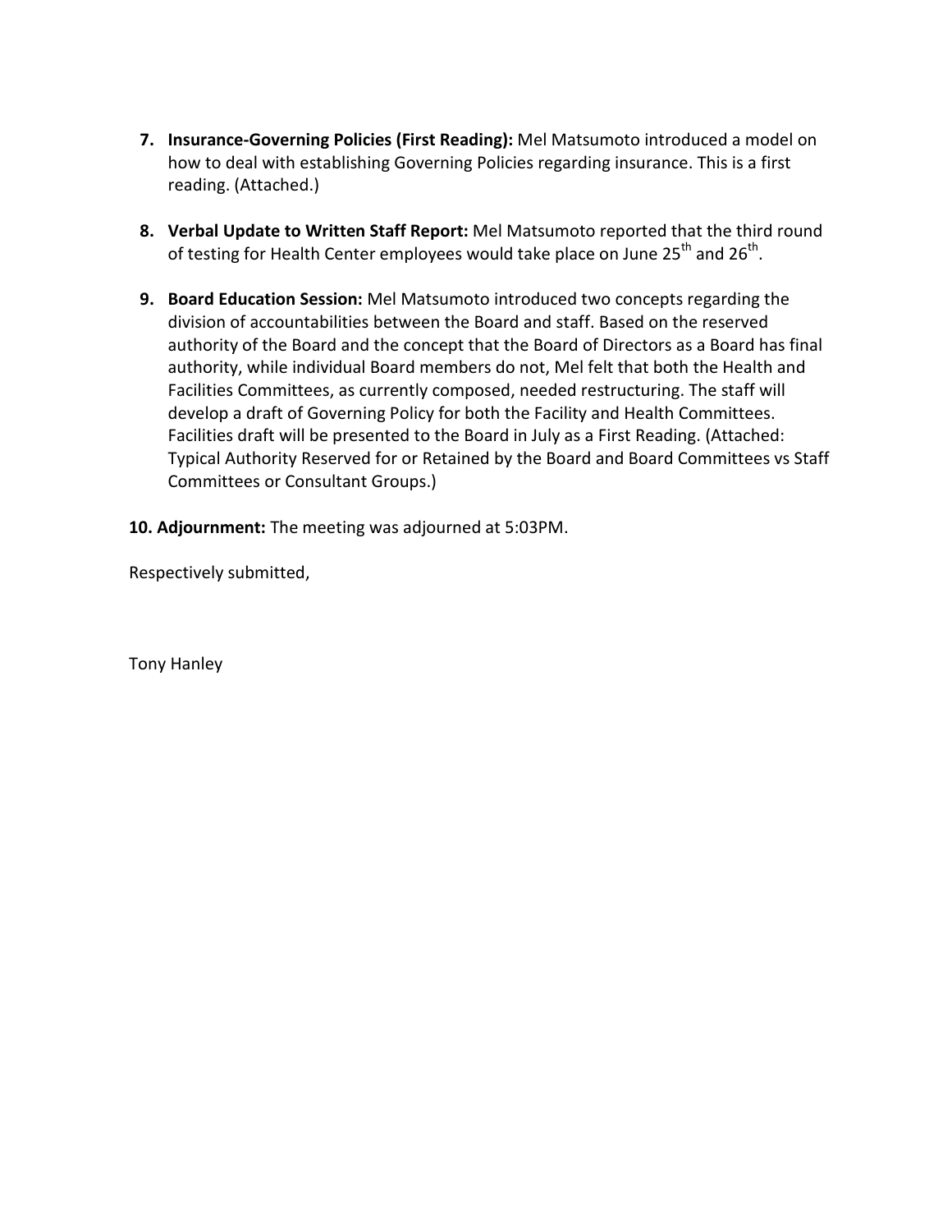7. **Insurance-Governing Policies (First Reading):** Mel Matsumoto introduced a model on how to deal with establishing Governing Policies regarding insurance. This is a first reading. (Attached.)

8. **Verbal Update to Written Staff Report:** Mel Matsumoto reported that the third round of testing for Health Center employees would take place on June 25th and 26th.

9. **Board Education Session:** Mel Matsumoto introduced two concepts regarding the division of accountabilities between the Board and staff. Based on the reserved authority of the Board and the concept that the Board of Directors as a Board has final authority, while individual Board members do not, Mel felt that both the Health and Facilities Committees, as currently composed, needed restructuring. The staff will develop a draft of Governing Policy for both the Facility and Health Committees. Facilities draft will be presented to the Board in July as a First Reading. (Attached: Typical Authority Reserved for or Retained by the Board and Board Committees vs Staff Committees or Consultant Groups.)

**10. Adjournment:** The meeting was adjourned at 5:03PM.

Respectively submitted,

Tony Hanley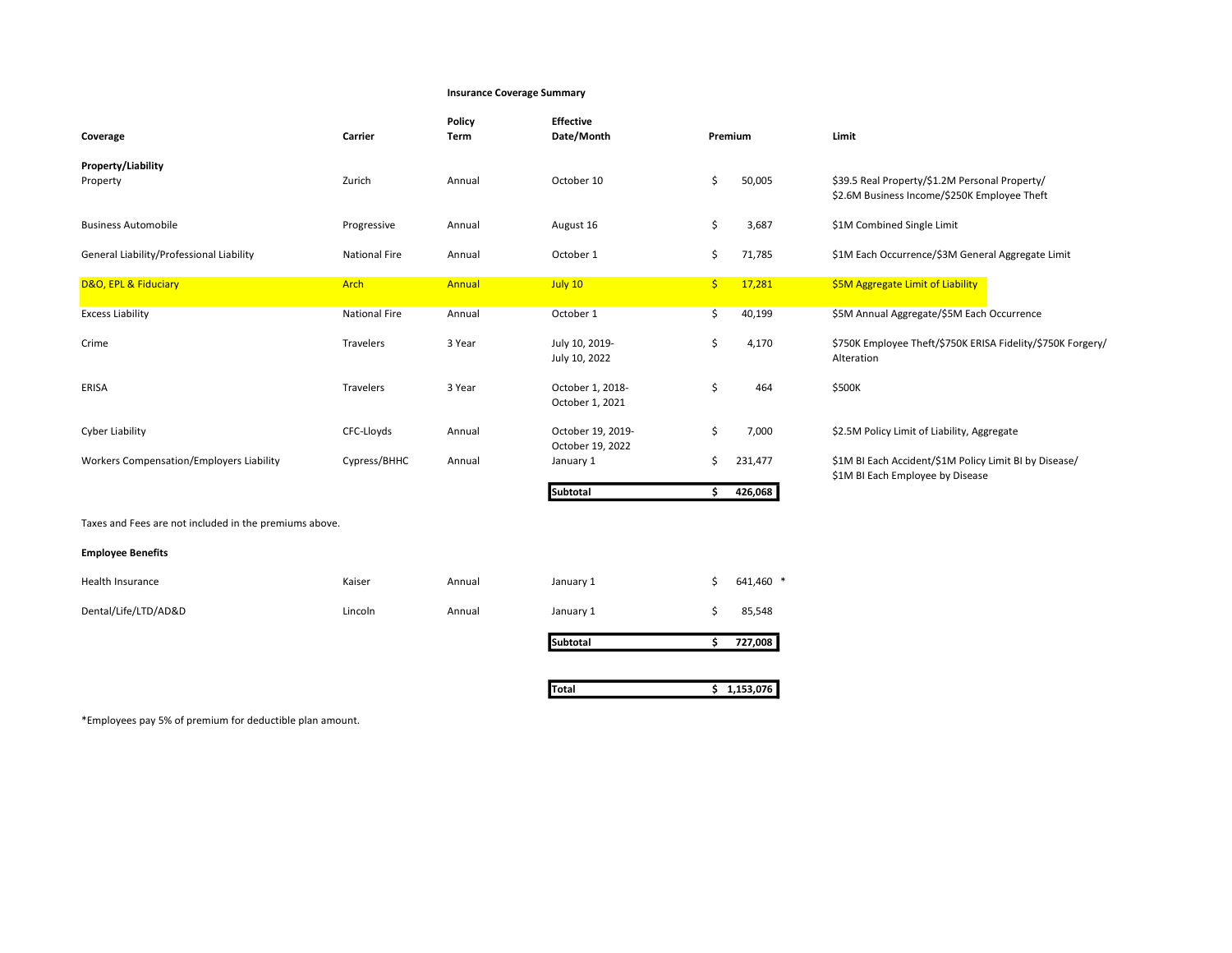**Insurance Coverage Summary**

| Coverage | Carrier | Policy Term | Effective Date/Month | Premium | Limit |
|---|---|---|---|---|---|
| **Property/Liability** | | | | | |
| Property | Zurich | Annual | October 10 | $ 50,005 | $39.5 Real Property/$1.2M Personal Property/ $2.6M Business Income/$250K Employee Theft |
| Business Automobile | Progressive | Annual | August 16 | $ 3,687 | $1M Combined Single Limit |
| General Liability/Professional Liability | National Fire | Annual | October 1 | $ 71,785 | $1M Each Occurrence/$3M General Aggregate Limit |
| D&O, EPL & Fiduciary | Arch | Annual | July 10 | $ 17,281 | $5M Aggregate Limit of Liability |
| Excess Liability | National Fire | Annual | October 1 | $ 40,199 | $5M Annual Aggregate/$5M Each Occurrence |
| Crime | Travelers | 3 Year | July 10, 2019- July 10, 2022 | $ 4,170 | $750K Employee Theft/$750K ERISA Fidelity/$750K Forgery/ Alteration |
| ERISA | Travelers | 3 Year | October 1, 2018- October 1, 2021 | $ 464 | $500K |
| Cyber Liability | CFC-Lloyds | Annual | October 19, 2019- October 19, 2022 | $ 7,000 | $2.5M Policy Limit of Liability, Aggregate |
| Workers Compensation/Employers Liability | Cypress/BHHC | Annual | January 1 | $ 231,477 | $1M BI Each Accident/$1M Policy Limit BI by Disease/ $1M BI Each Employee by Disease |
| | | | **Subtotal** | **$ 426,068** | |

Taxes and Fees are not included in the premiums above.

| Coverage | Carrier | Policy Term | Effective Date/Month | Premium | Limit |
|---|---|---|---|---|---|
| **Employee Benefits** | | | | | |
| Health Insurance | Kaiser | Annual | January 1 | $ 641,460 * | |
| Dental/Life/LTD/AD&D | Lincoln | Annual | January 1 | $ 85,548 | |
| | | | **Subtotal** | **$ 727,008** | |
| | | | **Total** | **$ 1,153,076** | |

*Employees pay 5% of premium for deductible plan amount.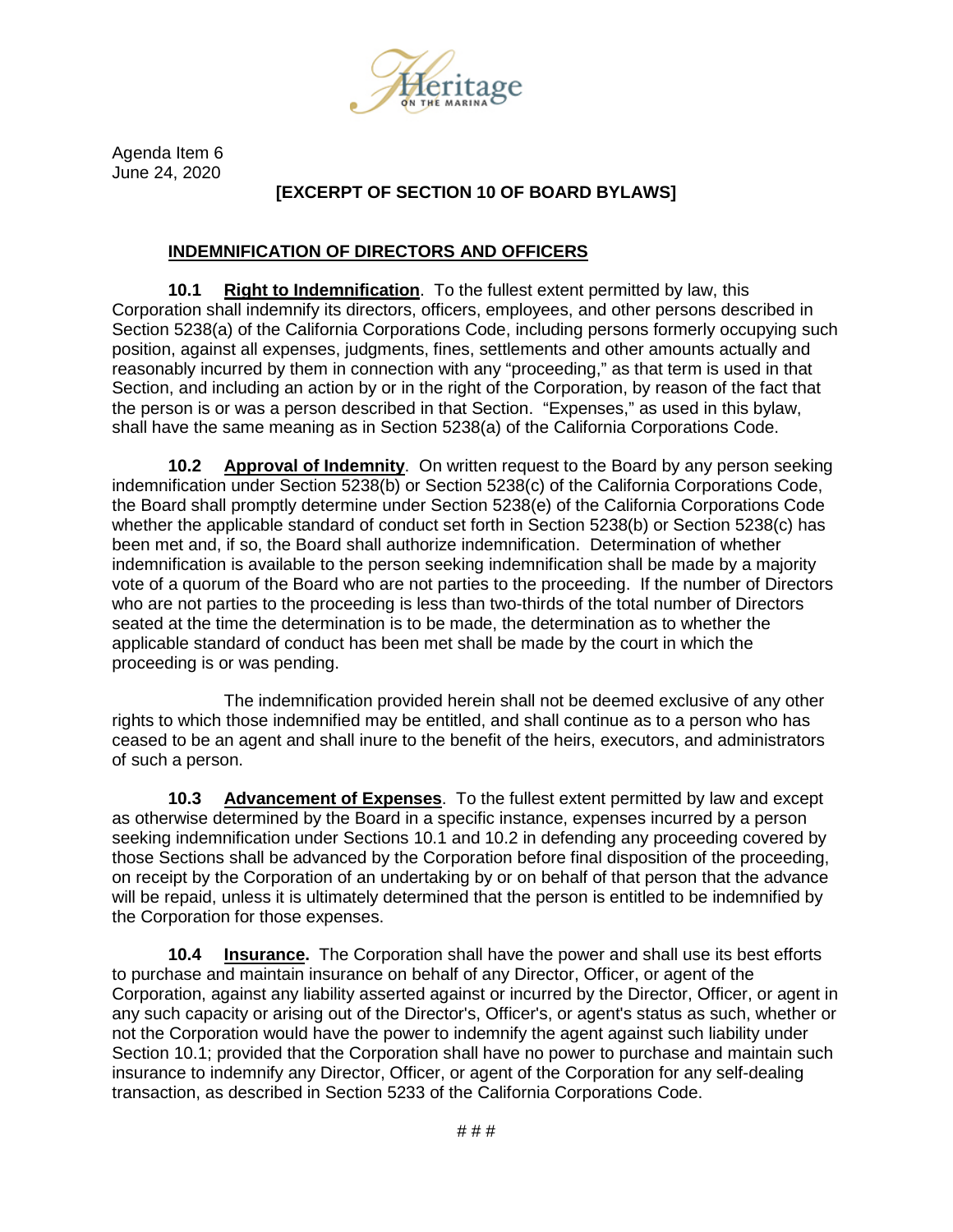Agenda Item 6
June 24, 2020

**[EXCERPT OF SECTION 10 OF BOARD BYLAWS]**

## INDEMNIFICATION OF DIRECTORS AND OFFICERS

**10.1 Right to Indemnification**. To the fullest extent permitted by law, this Corporation shall indemnify its directors, officers, employees, and other persons described in Section 5238(a) of the California Corporations Code, including persons formerly occupying such position, against all expenses, judgments, fines, settlements and other amounts actually and reasonably incurred by them in connection with any "proceeding," as that term is used in that Section, and including an action by or in the right of the Corporation, by reason of the fact that the person is or was a person described in that Section. "Expenses," as used in this bylaw, shall have the same meaning as in Section 5238(a) of the California Corporations Code.

**10.2 Approval of Indemnity**. On written request to the Board by any person seeking indemnification under Section 5238(b) or Section 5238(c) of the California Corporations Code, the Board shall promptly determine under Section 5238(e) of the California Corporations Code whether the applicable standard of conduct set forth in Section 5238(b) or Section 5238(c) has been met and, if so, the Board shall authorize indemnification. Determination of whether indemnification is available to the person seeking indemnification shall be made by a majority vote of a quorum of the Board who are not parties to the proceeding. If the number of Directors who are not parties to the proceeding is less than two-thirds of the total number of Directors seated at the time the determination is to be made, the determination as to whether the applicable standard of conduct has been met shall be made by the court in which the proceeding is or was pending.

The indemnification provided herein shall not be deemed exclusive of any other rights to which those indemnified may be entitled, and shall continue as to a person who has ceased to be an agent and shall inure to the benefit of the heirs, executors, and administrators of such a person.

**10.3 Advancement of Expenses**. To the fullest extent permitted by law and except as otherwise determined by the Board in a specific instance, expenses incurred by a person seeking indemnification under Sections 10.1 and 10.2 in defending any proceeding covered by those Sections shall be advanced by the Corporation before final disposition of the proceeding, on receipt by the Corporation of an undertaking by or on behalf of that person that the advance will be repaid, unless it is ultimately determined that the person is entitled to be indemnified by the Corporation for those expenses.

**10.4 Insurance.** The Corporation shall have the power and shall use its best efforts to purchase and maintain insurance on behalf of any Director, Officer, or agent of the Corporation, against any liability asserted against or incurred by the Director, Officer, or agent in any such capacity or arising out of the Director's, Officer's, or agent's status as such, whether or not the Corporation would have the power to indemnify the agent against such liability under Section 10.1; provided that the Corporation shall have no power to purchase and maintain such insurance to indemnify any Director, Officer, or agent of the Corporation for any self-dealing transaction, as described in Section 5233 of the California Corporations Code.

# # #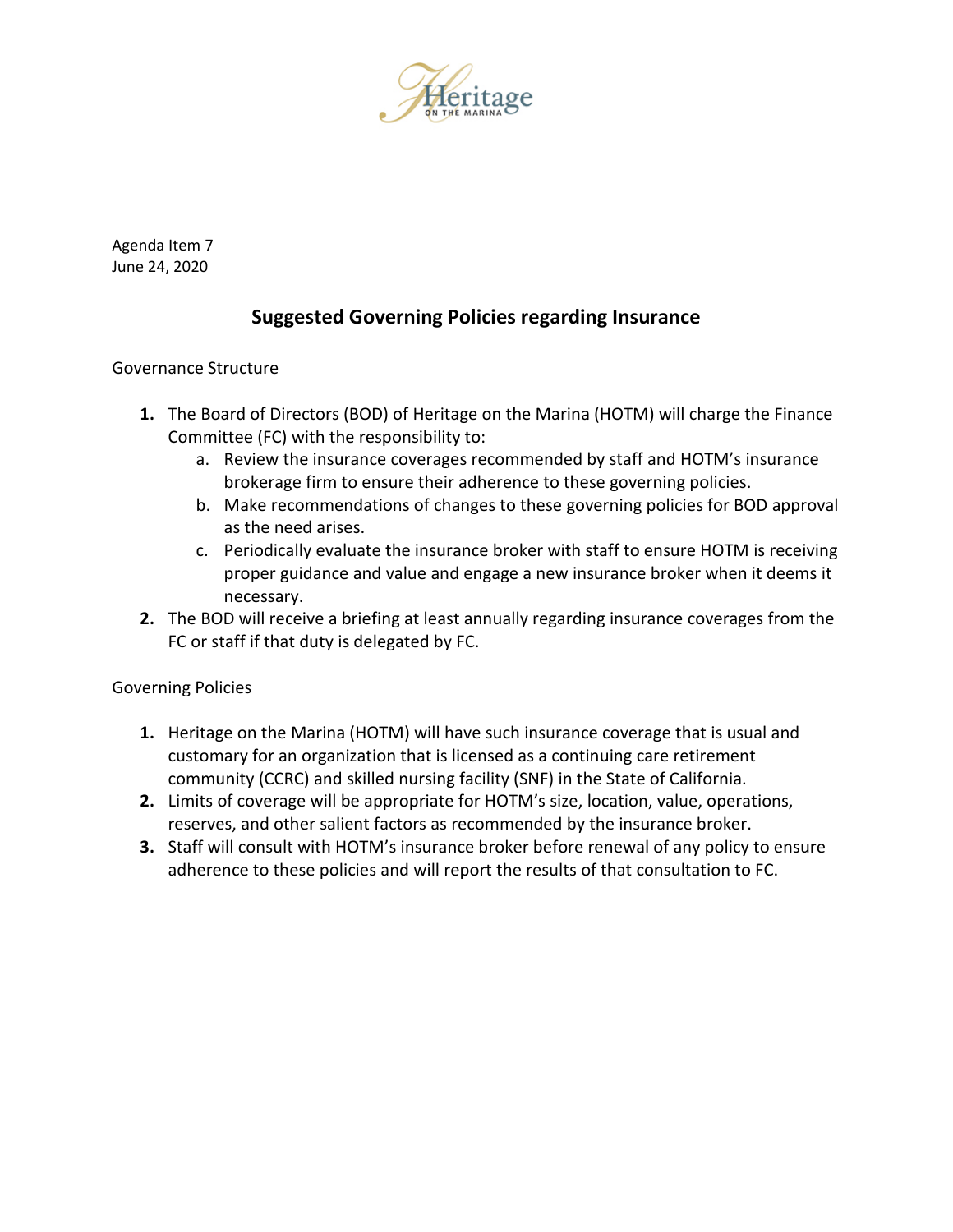Agenda Item 7
June 24, 2020

## Suggested Governing Policies regarding Insurance

Governance Structure

1. The Board of Directors (BOD) of Heritage on the Marina (HOTM) will charge the Finance Committee (FC) with the responsibility to:
   a. Review the insurance coverages recommended by staff and HOTM's insurance brokerage firm to ensure their adherence to these governing policies.
   b. Make recommendations of changes to these governing policies for BOD approval as the need arises.
   c. Periodically evaluate the insurance broker with staff to ensure HOTM is receiving proper guidance and value and engage a new insurance broker when it deems it necessary.
2. The BOD will receive a briefing at least annually regarding insurance coverages from the FC or staff if that duty is delegated by FC.

Governing Policies

1. Heritage on the Marina (HOTM) will have such insurance coverage that is usual and customary for an organization that is licensed as a continuing care retirement community (CCRC) and skilled nursing facility (SNF) in the State of California.
2. Limits of coverage will be appropriate for HOTM's size, location, value, operations, reserves, and other salient factors as recommended by the insurance broker.
3. Staff will consult with HOTM's insurance broker before renewal of any policy to ensure adherence to these policies and will report the results of that consultation to FC.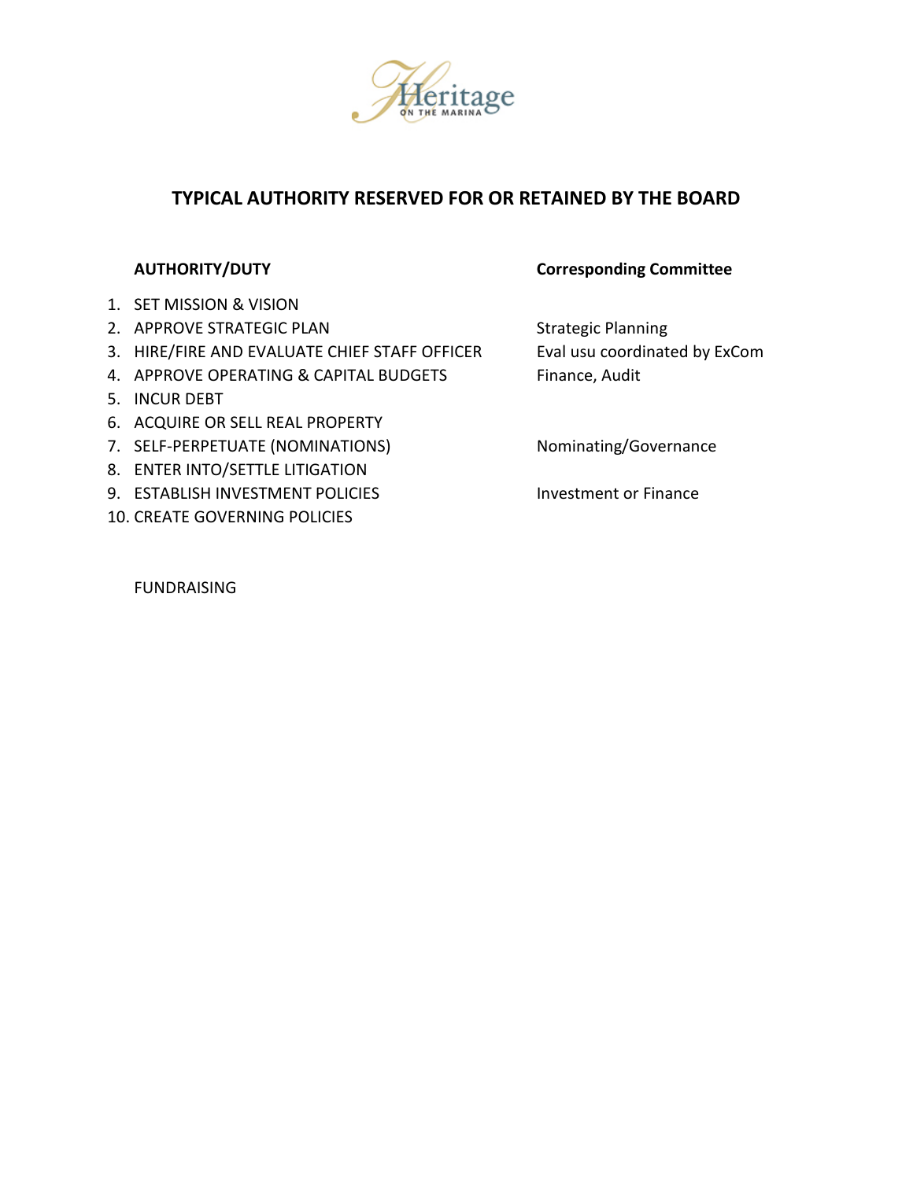Heritage
ON THE MARINA

## TYPICAL AUTHORITY RESERVED FOR OR RETAINED BY THE BOARD

| | AUTHORITY/DUTY | Corresponding Committee |
|---|---|---|
| 1. | SET MISSION & VISION | |
| 2. | APPROVE STRATEGIC PLAN | Strategic Planning |
| 3. | HIRE/FIRE AND EVALUATE CHIEF STAFF OFFICER | Eval usu coordinated by ExCom |
| 4. | APPROVE OPERATING & CAPITAL BUDGETS | Finance, Audit |
| 5. | INCUR DEBT | |
| 6. | ACQUIRE OR SELL REAL PROPERTY | |
| 7. | SELF-PERPETUATE (NOMINATIONS) | Nominating/Governance |
| 8. | ENTER INTO/SETTLE LITIGATION | |
| 9. | ESTABLISH INVESTMENT POLICIES | Investment or Finance |
| 10. | CREATE GOVERNING POLICIES | |

FUNDRAISING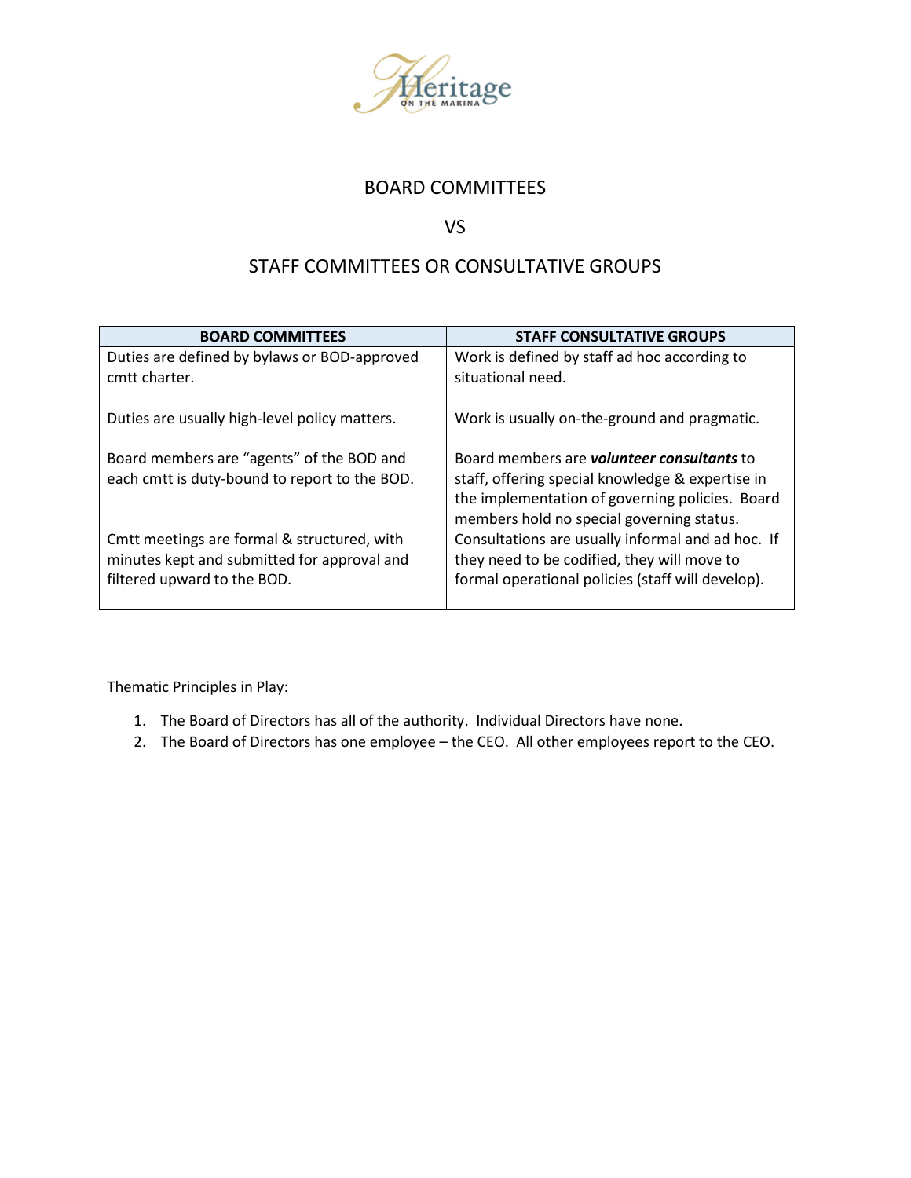Heritage ON THE MARINA

## BOARD COMMITTEES

## VS

## STAFF COMMITTEES OR CONSULTATIVE GROUPS

| BOARD COMMITTEES | STAFF CONSULTATIVE GROUPS |
|---|---|
| Duties are defined by bylaws or BOD-approved cmtt charter. | Work is defined by staff ad hoc according to situational need. |
| Duties are usually high-level policy matters. | Work is usually on-the-ground and pragmatic. |
| Board members are "agents" of the BOD and each cmtt is duty-bound to report to the BOD. | Board members are ***volunteer consultants*** to staff, offering special knowledge & expertise in the implementation of governing policies. Board members hold no special governing status. |
| Cmtt meetings are formal & structured, with minutes kept and submitted for approval and filtered upward to the BOD. | Consultations are usually informal and ad hoc. If they need to be codified, they will move to formal operational policies (staff will develop). |

Thematic Principles in Play:

1. The Board of Directors has all of the authority. Individual Directors have none.
2. The Board of Directors has one employee – the CEO. All other employees report to the CEO.